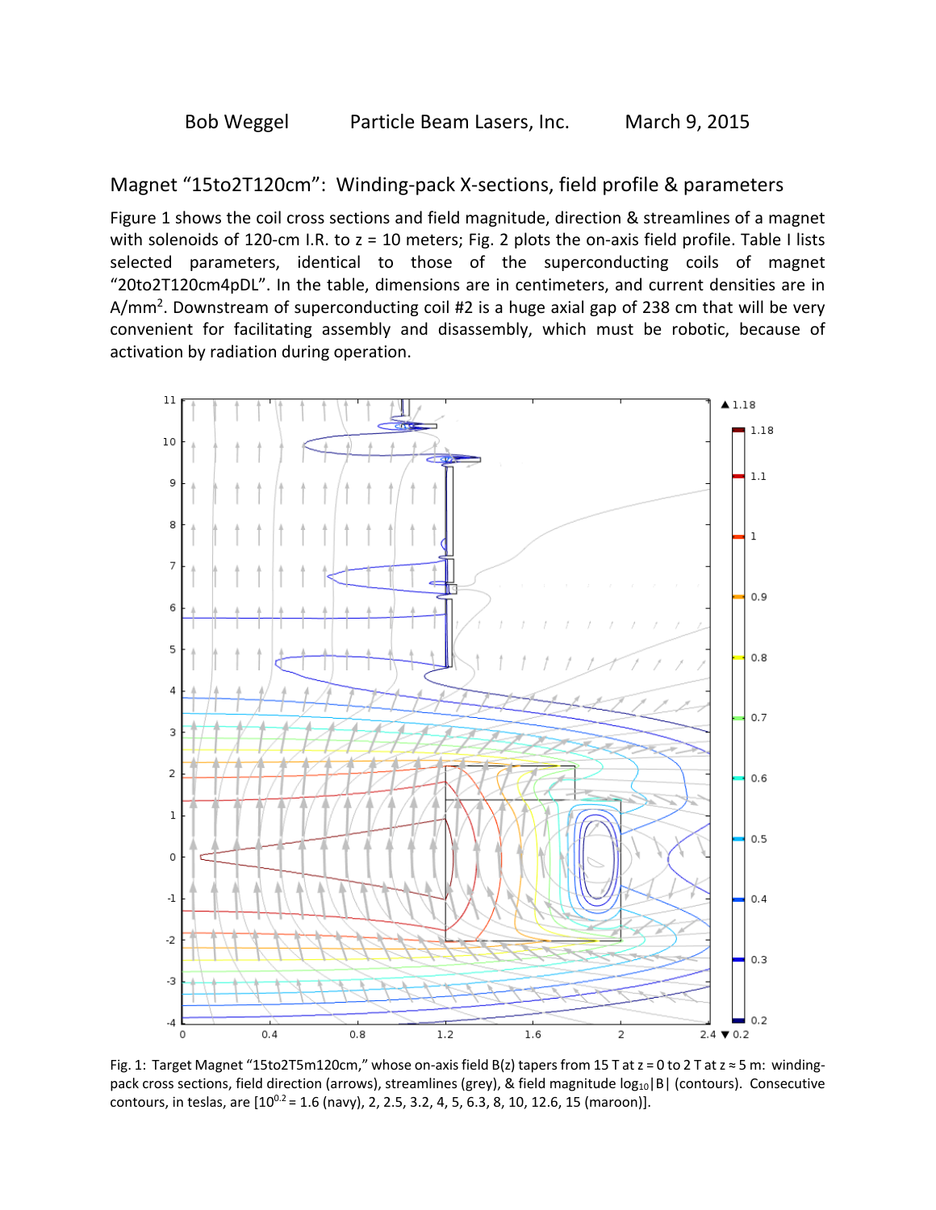Bob Weggel          Particle Beam Lasers, Inc.          March 9, 2015

## Magnet "15to2T120cm": Winding-pack X-sections, field profile & parameters

Figure 1 shows the coil cross sections and field magnitude, direction & streamlines of a magnet with solenoids of 120-cm I.R. to z = 10 meters; Fig. 2 plots the on-axis field profile. Table I lists selected parameters, identical to those of the superconducting coils of magnet "20to2T120cm4pDL". In the table, dimensions are in centimeters, and current densities are in A/mm$^2$. Downstream of superconducting coil #2 is a huge axial gap of 238 cm that will be very convenient for facilitating assembly and disassembly, which must be robotic, because of activation by radiation during operation.

Fig. 1: Target Magnet "15to2T5m120cm," whose on-axis field B(z) tapers from 15 T at z = 0 to 2 T at z ≈ 5 m: winding-pack cross sections, field direction (arrows), streamlines (grey), & field magnitude $\log_{10}|B|$ (contours). Consecutive contours, in teslas, are [$10^{0.2}$ = 1.6 (navy), 2, 2.5, 3.2, 4, 5, 6.3, 8, 10, 12.6, 15 (maroon)].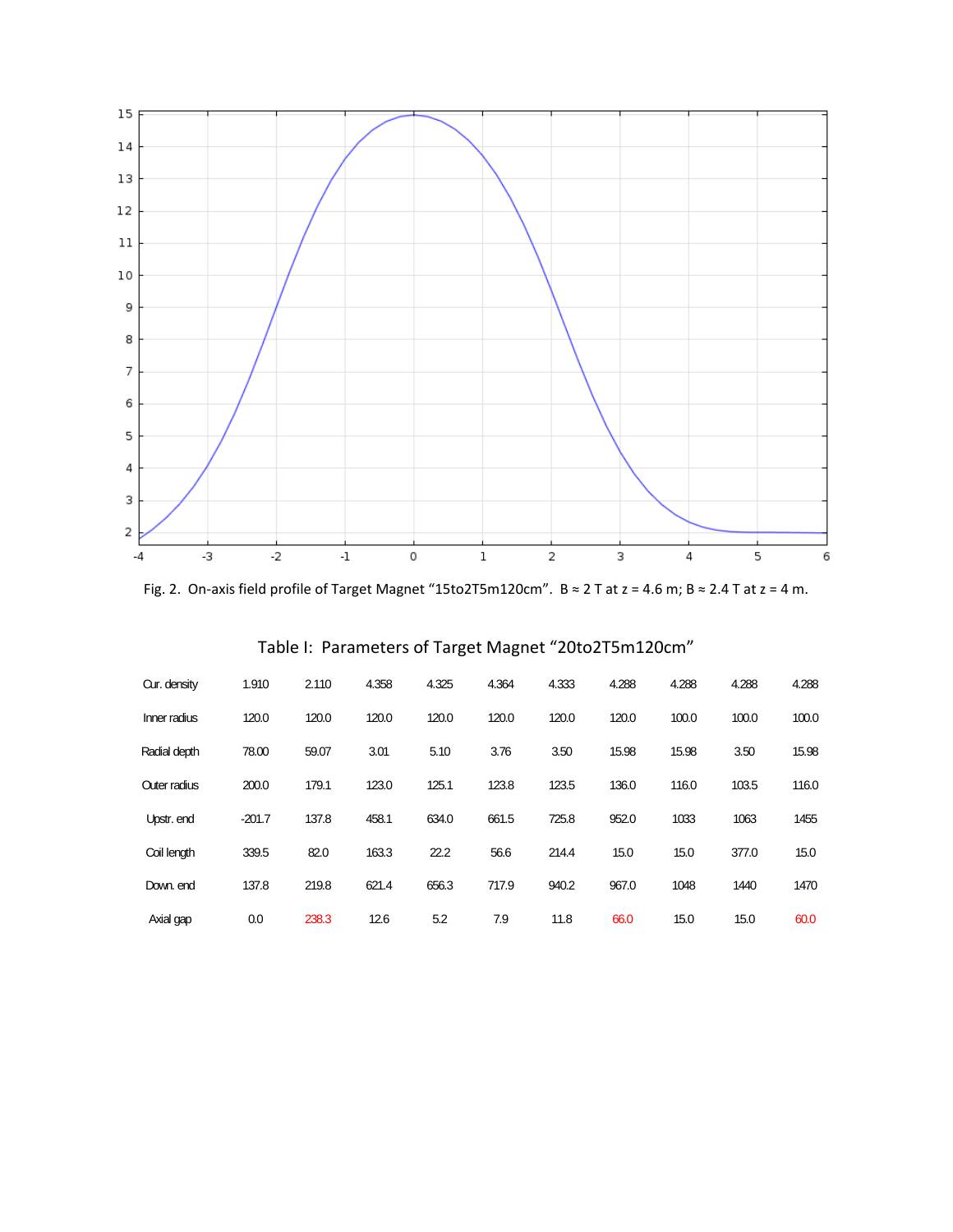Fig. 2. On-axis field profile of Target Magnet "15to2T5m120cm". B ≈ 2 T at z = 4.6 m; B ≈ 2.4 T at z = 4 m.

Table I: Parameters of Target Magnet "20to2T5m120cm"

| Cur. density | 1.910 | 2.110 | 4.358 | 4.325 | 4.364 | 4.333 | 4.288 | 4.288 | 4.288 | 4.288 |
|---|---|---|---|---|---|---|---|---|---|---|
| Inner radius | 120.0 | 120.0 | 120.0 | 120.0 | 120.0 | 120.0 | 120.0 | 100.0 | 100.0 | 100.0 |
| Radial depth | 78.00 | 59.07 | 3.01 | 5.10 | 3.76 | 3.50 | 15.98 | 15.98 | 3.50 | 15.98 |
| Outer radius | 200.0 | 179.1 | 123.0 | 125.1 | 123.8 | 123.5 | 136.0 | 116.0 | 103.5 | 116.0 |
| Upstr. end | -201.7 | 137.8 | 458.1 | 634.0 | 661.5 | 725.8 | 952.0 | 1033 | 1063 | 1455 |
| Coil length | 339.5 | 82.0 | 163.3 | 22.2 | 56.6 | 214.4 | 15.0 | 15.0 | 377.0 | 15.0 |
| Down. end | 137.8 | 219.8 | 621.4 | 656.3 | 717.9 | 940.2 | 967.0 | 1048 | 1440 | 1470 |
| Axial gap | 0.0 | 238.3 | 12.6 | 5.2 | 7.9 | 11.8 | 66.0 | 15.0 | 15.0 | 60.0 |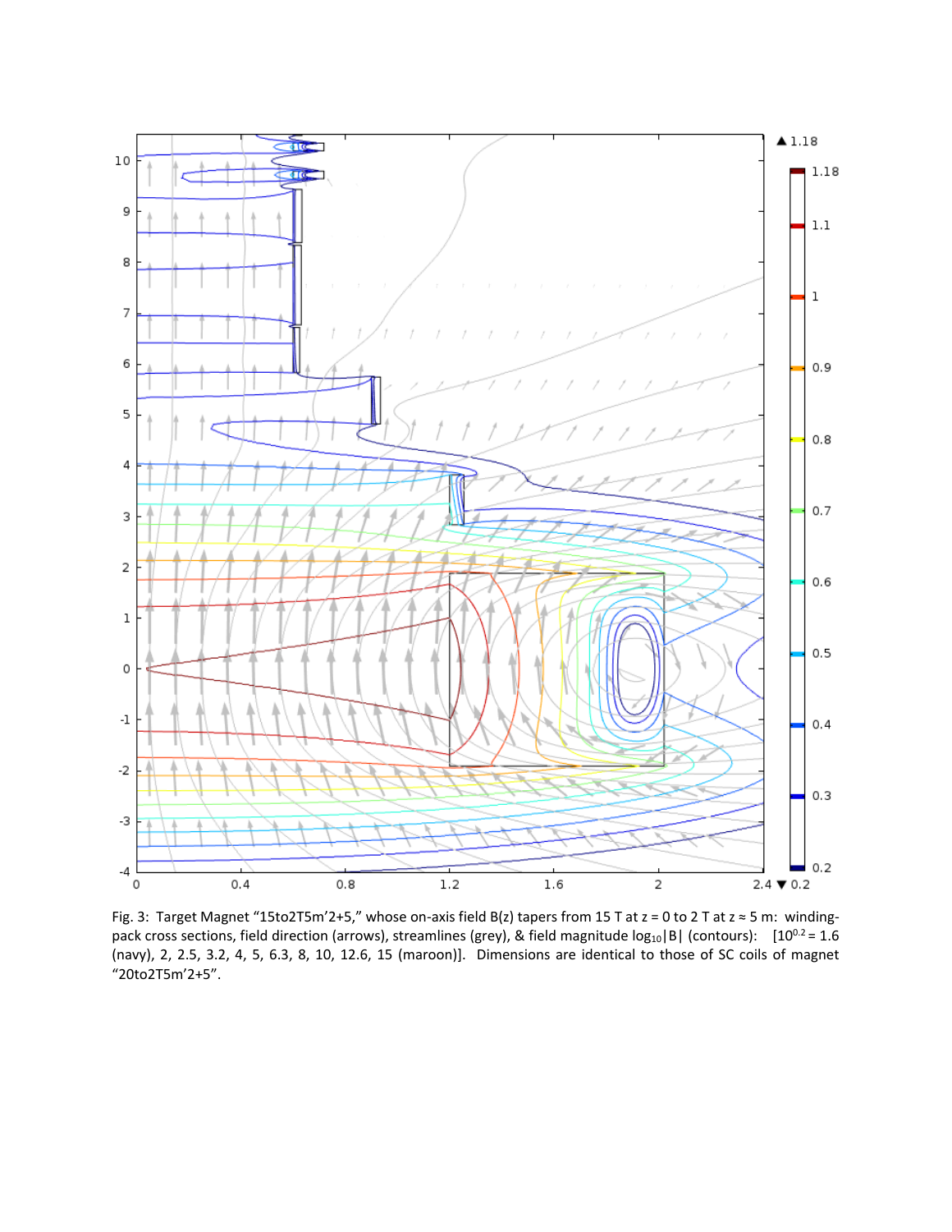Fig. 3: Target Magnet "15to2T5m'2+5," whose on-axis field B(z) tapers from 15 T at z = 0 to 2 T at z ≈ 5 m: winding-pack cross sections, field direction (arrows), streamlines (grey), & field magnitude $\log_{10}|B|$ (contours): [$10^{0.2}$ = 1.6 (navy), 2, 2.5, 3.2, 4, 5, 6.3, 8, 10, 12.6, 15 (maroon)]. Dimensions are identical to those of SC coils of magnet "20to2T5m'2+5".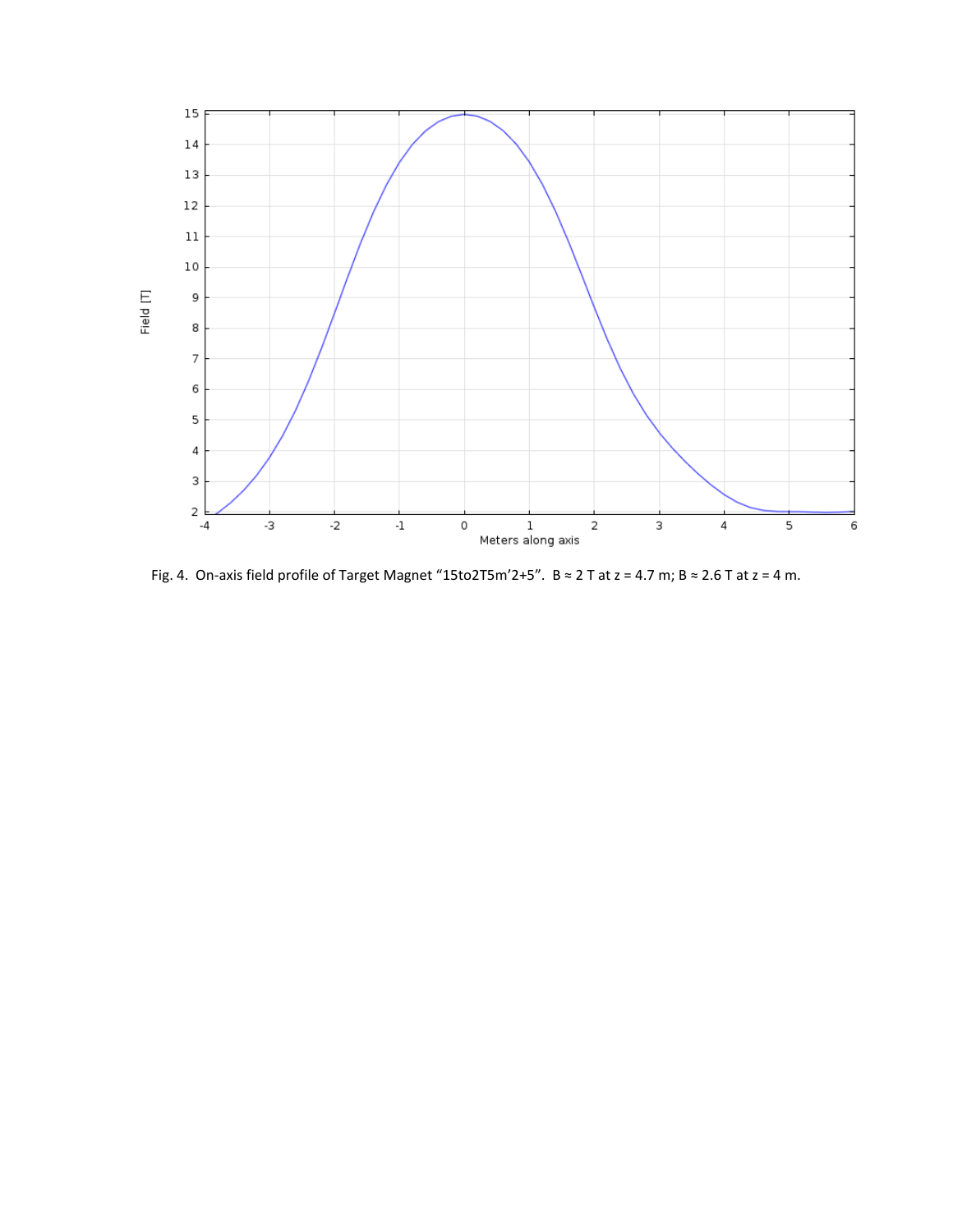Fig. 4. On-axis field profile of Target Magnet “15to2T5m’2+5”. B ≈ 2 T at z = 4.7 m; B ≈ 2.6 T at z = 4 m.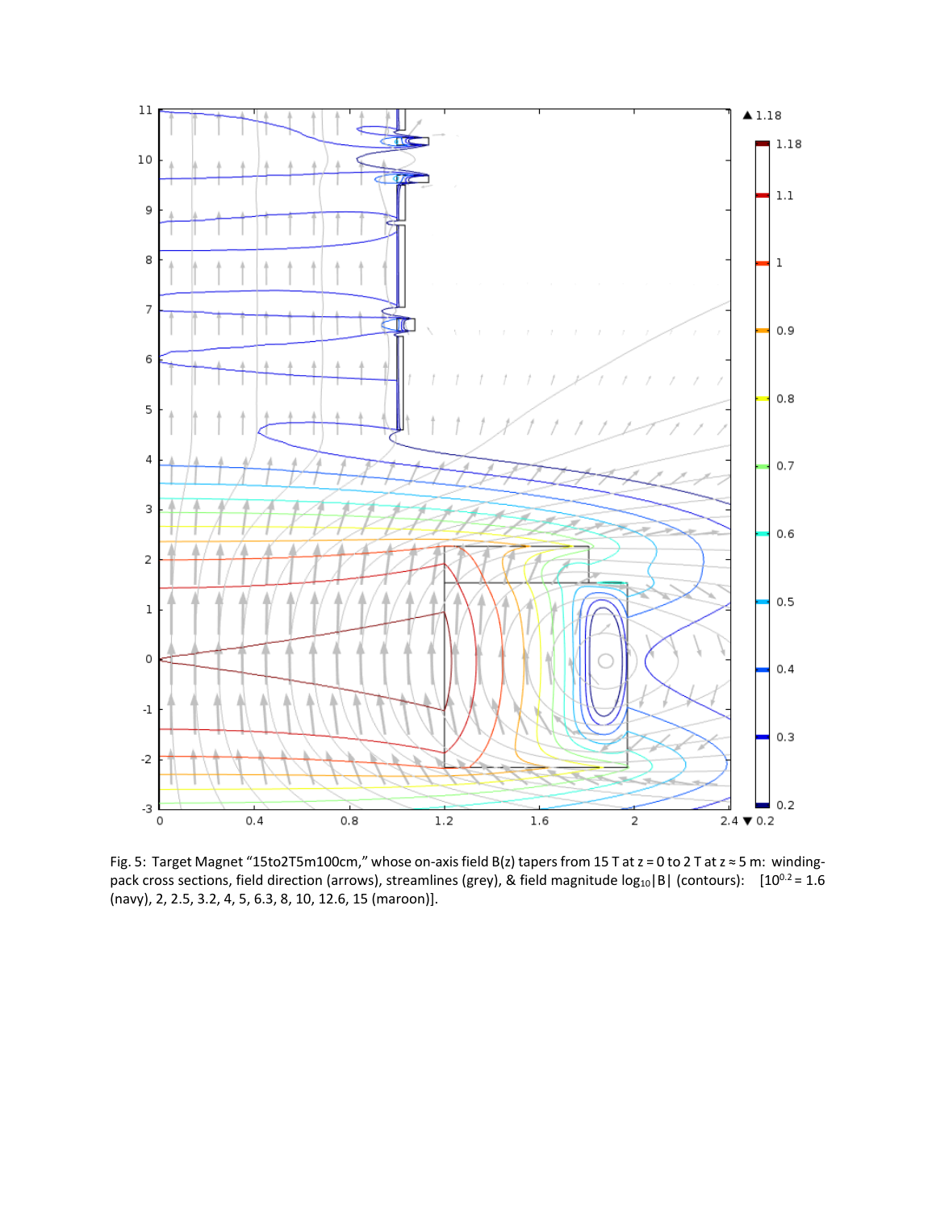11

10

9

8

7

6

5

4

3

2

1

0

-1

-2

-3

0 0.4 0.8 1.2 1.6 2 2.4

▲ 1.18

1.18

1.1

1

0.9

0.8

0.7

0.6

0.5

0.4

0.3

0.2

▼ 0.2

Fig. 5: Target Magnet "15to2T5m100cm," whose on-axis field B(z) tapers from 15 T at z = 0 to 2 T at z ≈ 5 m: winding-pack cross sections, field direction (arrows), streamlines (grey), & field magnitude $\log_{10}|B|$ (contours): [$10^{0.2} = 1.6$ (navy), 2, 2.5, 3.2, 4, 5, 6.3, 8, 10, 12.6, 15 (maroon)].